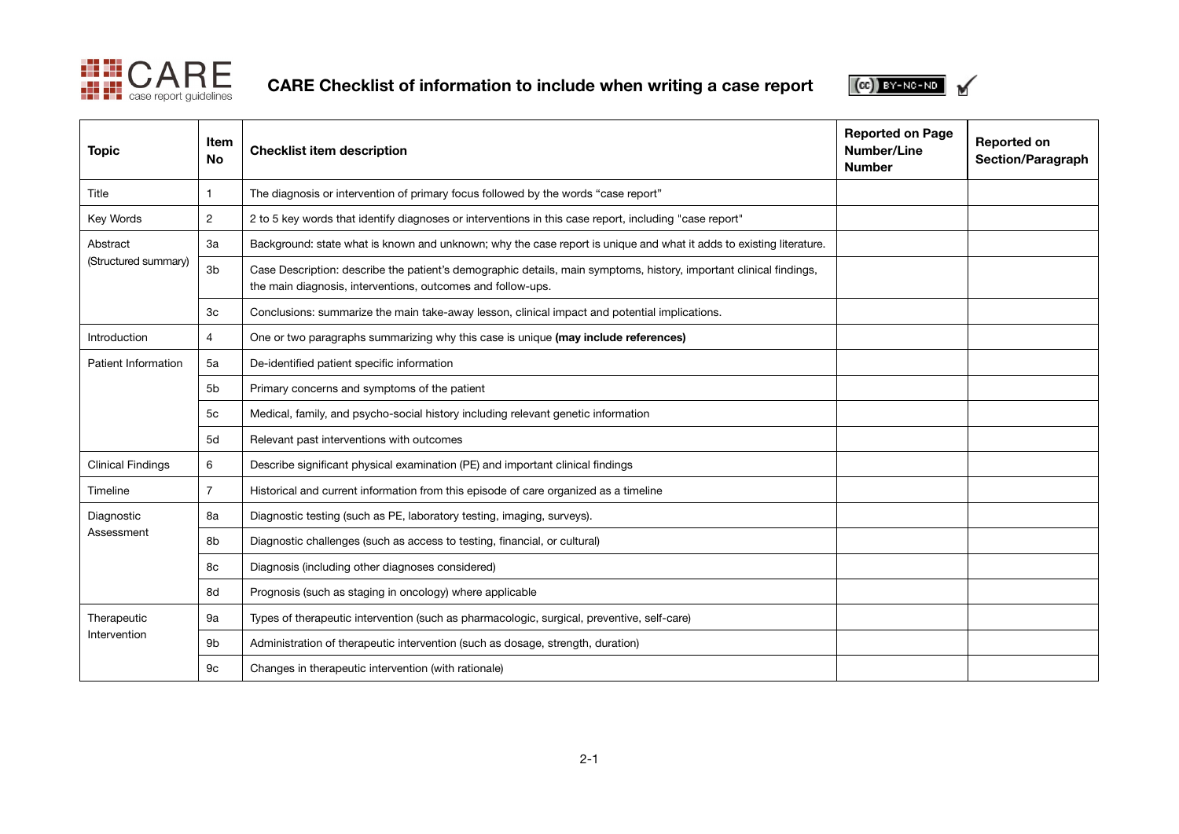# CARE Checklist of information to include when writing a case report

| Topic | Item No | Checklist item description | Reported on Page Number/Line Number | Reported on Section/Paragraph |
|---|---|---|---|---|
| Title | 1 | The diagnosis or intervention of primary focus followed by the words "case report" | | |
| Key Words | 2 | 2 to 5 key words that identify diagnoses or interventions in this case report, including "case report" | | |
| Abstract (Structured summary) | 3a | Background: state what is known and unknown; why the case report is unique and what it adds to existing literature. | | |
| | 3b | Case Description: describe the patient's demographic details, main symptoms, history, important clinical findings, the main diagnosis, interventions, outcomes and follow-ups. | | |
| | 3c | Conclusions: summarize the main take-away lesson, clinical impact and potential implications. | | |
| Introduction | 4 | One or two paragraphs summarizing why this case is unique **(may include references)** | | |
| Patient Information | 5a | De-identified patient specific information | | |
| | 5b | Primary concerns and symptoms of the patient | | |
| | 5c | Medical, family, and psycho-social history including relevant genetic information | | |
| | 5d | Relevant past interventions with outcomes | | |
| Clinical Findings | 6 | Describe significant physical examination (PE) and important clinical findings | | |
| Timeline | 7 | Historical and current information from this episode of care organized as a timeline | | |
| Diagnostic Assessment | 8a | Diagnostic testing (such as PE, laboratory testing, imaging, surveys). | | |
| | 8b | Diagnostic challenges (such as access to testing, financial, or cultural) | | |
| | 8c | Diagnosis (including other diagnoses considered) | | |
| | 8d | Prognosis (such as staging in oncology) where applicable | | |
| Therapeutic Intervention | 9a | Types of therapeutic intervention (such as pharmacologic, surgical, preventive, self-care) | | |
| | 9b | Administration of therapeutic intervention (such as dosage, strength, duration) | | |
| | 9c | Changes in therapeutic intervention (with rationale) | | |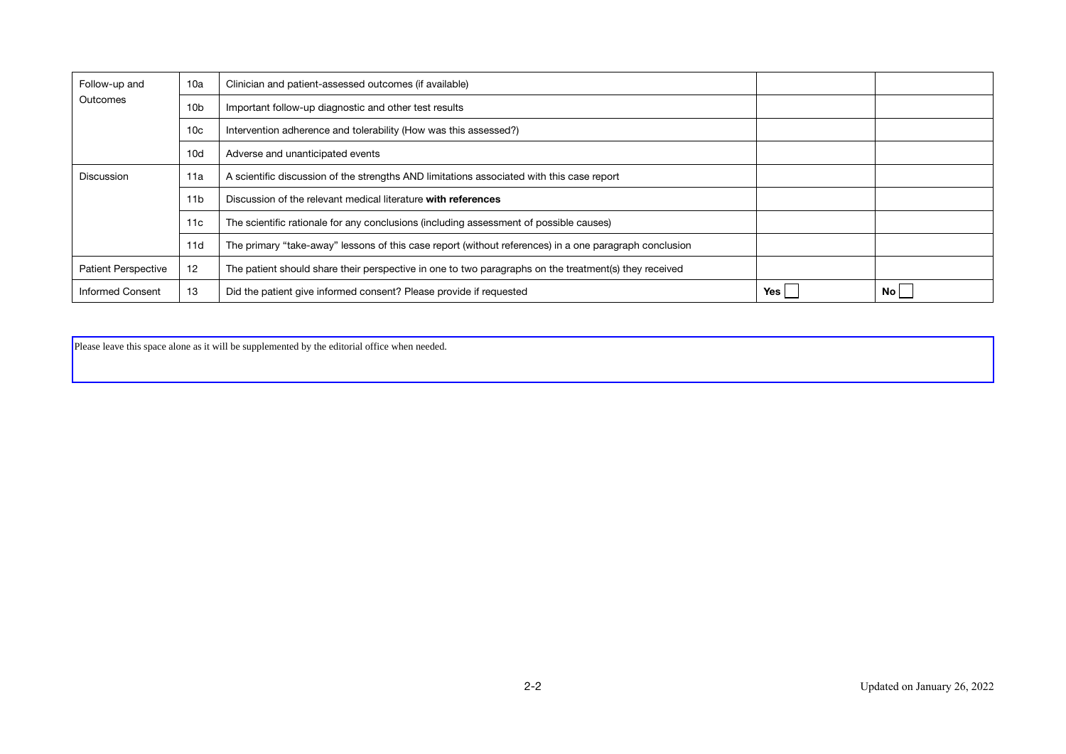| | | | | |
|---|---|---|---|---|
| Follow-up and Outcomes | 10a | Clinician and patient-assessed outcomes (if available) | | |
| | 10b | Important follow-up diagnostic and other test results | | |
| | 10c | Intervention adherence and tolerability (How was this assessed?) | | |
| | 10d | Adverse and unanticipated events | | |
| Discussion | 11a | A scientific discussion of the strengths AND limitations associated with this case report | | |
| | 11b | Discussion of the relevant medical literature **with references** | | |
| | 11c | The scientific rationale for any conclusions (including assessment of possible causes) | | |
| | 11d | The primary “take-away” lessons of this case report (without references) in a one paragraph conclusion | | |
| Patient Perspective | 12 | The patient should share their perspective in one to two paragraphs on the treatment(s) they received | | |
| Informed Consent | 13 | Did the patient give informed consent? Please provide if requested | **Yes** ☐ | **No** ☐ |

Please leave this space alone as it will be supplemented by the editorial office when needed.

Updated on January 26, 2022